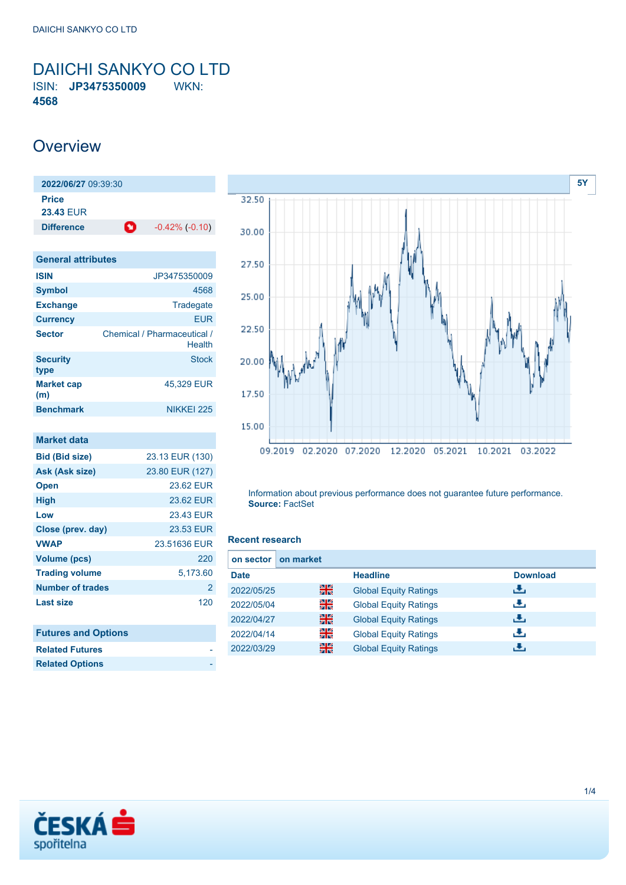# DAIICHI SANKYO CO LTD

ISIN: **JP3475350009** WKN: **4568**

## Overview

**2022/06/27** 09:39:30

**Price**
**23.43** EUR

| **Difference** | -0.42% (-0.10) |
|---|---|

| General attributes | |
|---|---|
| **ISIN** | JP3475350009 |
| **Symbol** | 4568 |
| **Exchange** | Tradegate |
| **Currency** | EUR |
| **Sector** | Chemical / Pharmaceutical / Health |
| **Security type** | Stock |
| **Market cap (m)** | 45,329 EUR |
| **Benchmark** | NIKKEI 225 |

| Market data | |
|---|---|
| **Bid (Bid size)** | 23.13 EUR (130) |
| **Ask (Ask size)** | 23.80 EUR (127) |
| **Open** | 23.62 EUR |
| **High** | 23.62 EUR |
| **Low** | 23.43 EUR |
| **Close (prev. day)** | 23.53 EUR |
| **VWAP** | 23.51636 EUR |
| **Volume (pcs)** | 220 |
| **Trading volume** | 5,173.60 |
| **Number of trades** | 2 |
| **Last size** | 120 |

| Futures and Options | |
|---|---|
| **Related Futures** | - |
| **Related Options** | - |

5Y

Information about previous performance does not guarantee future performance.
**Source:** FactSet

### Recent research

on sector | on market

| Date | | Headline | Download |
|---|---|---|---|
| 2022/05/25 | | Global Equity Ratings | |
| 2022/05/04 | | Global Equity Ratings | |
| 2022/04/27 | | Global Equity Ratings | |
| 2022/04/14 | | Global Equity Ratings | |
| 2022/03/29 | | Global Equity Ratings | |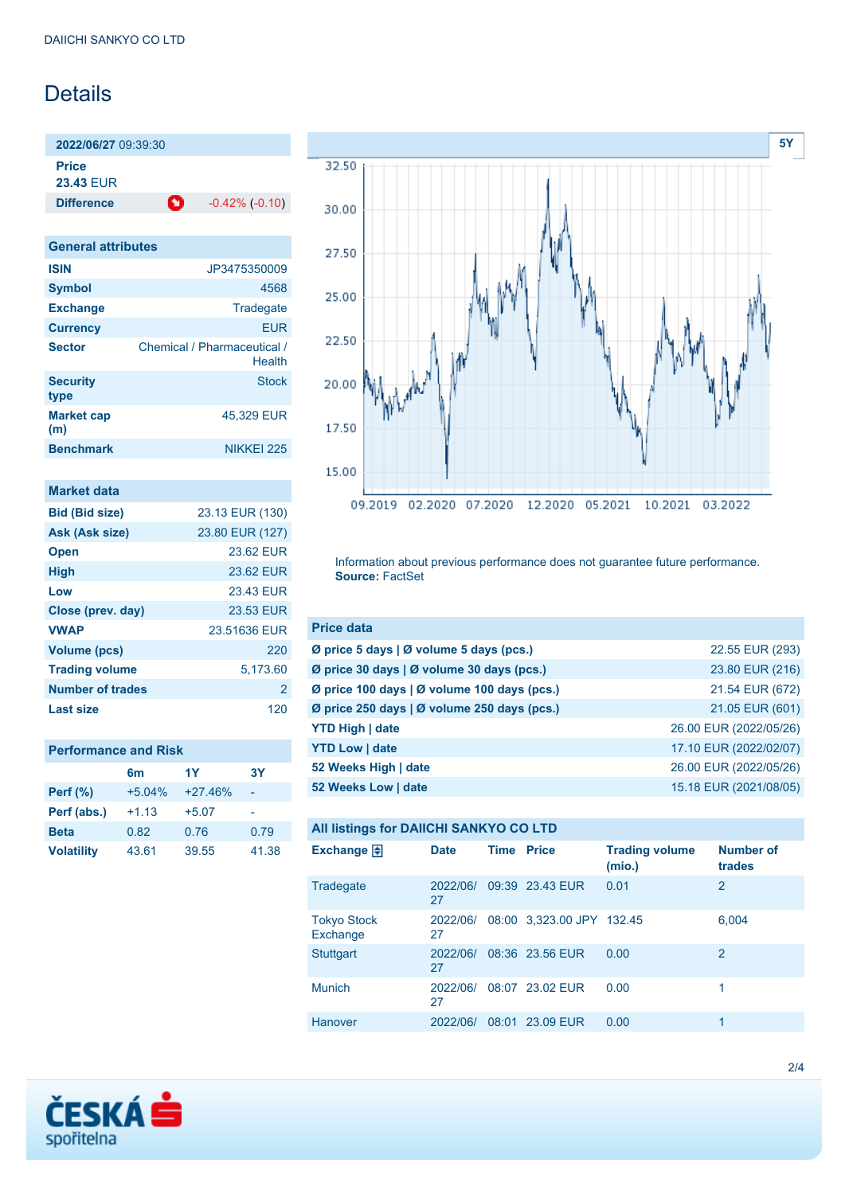DAIICHI SANKYO CO LTD

# Details

**2022/06/27** 09:39:30

**Price**
**23.43** EUR

**Difference** -0.42% (-0.10)

## General attributes

| | |
|---|---|
| **ISIN** | JP3475350009 |
| **Symbol** | 4568 |
| **Exchange** | Tradegate |
| **Currency** | EUR |
| **Sector** | Chemical / Pharmaceutical / Health |
| **Security type** | Stock |
| **Market cap (m)** | 45,329 EUR |
| **Benchmark** | NIKKEI 225 |

## Market data

| | |
|---|---|
| **Bid (Bid size)** | 23.13 EUR (130) |
| **Ask (Ask size)** | 23.80 EUR (127) |
| **Open** | 23.62 EUR |
| **High** | 23.62 EUR |
| **Low** | 23.43 EUR |
| **Close (prev. day)** | 23.53 EUR |
| **VWAP** | 23.51636 EUR |
| **Volume (pcs)** | 220 |
| **Trading volume** | 5,173.60 |
| **Number of trades** | 2 |
| **Last size** | 120 |

## Performance and Risk

| | 6m | 1Y | 3Y |
|---|---|---|---|
| **Perf (%)** | +5.04% | +27.46% | - |
| **Perf (abs.)** | +1.13 | +5.07 | - |
| **Beta** | 0.82 | 0.76 | 0.79 |
| **Volatility** | 43.61 | 39.55 | 41.38 |

Information about previous performance does not guarantee future performance.
**Source:** FactSet

## Price data

| | |
|---|---|
| **Ø price 5 days \| Ø volume 5 days (pcs.)** | 22.55 EUR (293) |
| **Ø price 30 days \| Ø volume 30 days (pcs.)** | 23.80 EUR (216) |
| **Ø price 100 days \| Ø volume 100 days (pcs.)** | 21.54 EUR (672) |
| **Ø price 250 days \| Ø volume 250 days (pcs.)** | 21.05 EUR (601) |
| **YTD High \| date** | 26.00 EUR (2022/05/26) |
| **YTD Low \| date** | 17.10 EUR (2022/02/07) |
| **52 Weeks High \| date** | 26.00 EUR (2022/05/26) |
| **52 Weeks Low \| date** | 15.18 EUR (2021/08/05) |

## All listings for DAIICHI SANKYO CO LTD

| Exchange | Date | Time | Price | Trading volume (mio.) | Number of trades |
|---|---|---|---|---|---|
| Tradegate | 2022/06/27 | 09:39 | 23.43 EUR | 0.01 | 2 |
| Tokyo Stock Exchange | 2022/06/27 | 08:00 | 3,323.00 JPY | 132.45 | 6,004 |
| Stuttgart | 2022/06/27 | 08:36 | 23.56 EUR | 0.00 | 2 |
| Munich | 2022/06/27 | 08:07 | 23.02 EUR | 0.00 | 1 |
| Hanover | 2022/06/ | 08:01 | 23.09 EUR | 0.00 | 1 |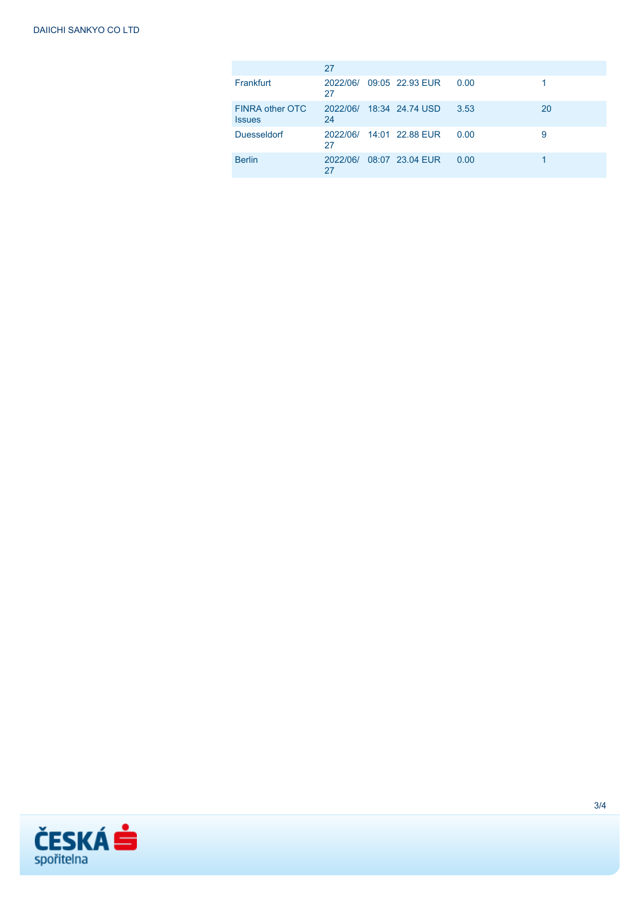|  | 27 |  |  |  |  |
|---|---|---|---|---|---|
| Frankfurt | 2022/06/27 | 09:05 | 22.93 EUR | 0.00 | 1 |
| FINRA other OTC Issues | 2022/06/24 | 18:34 | 24.74 USD | 3.53 | 20 |
| Duesseldorf | 2022/06/27 | 14:01 | 22.88 EUR | 0.00 | 9 |
| Berlin | 2022/06/27 | 08:07 | 23.04 EUR | 0.00 | 1 |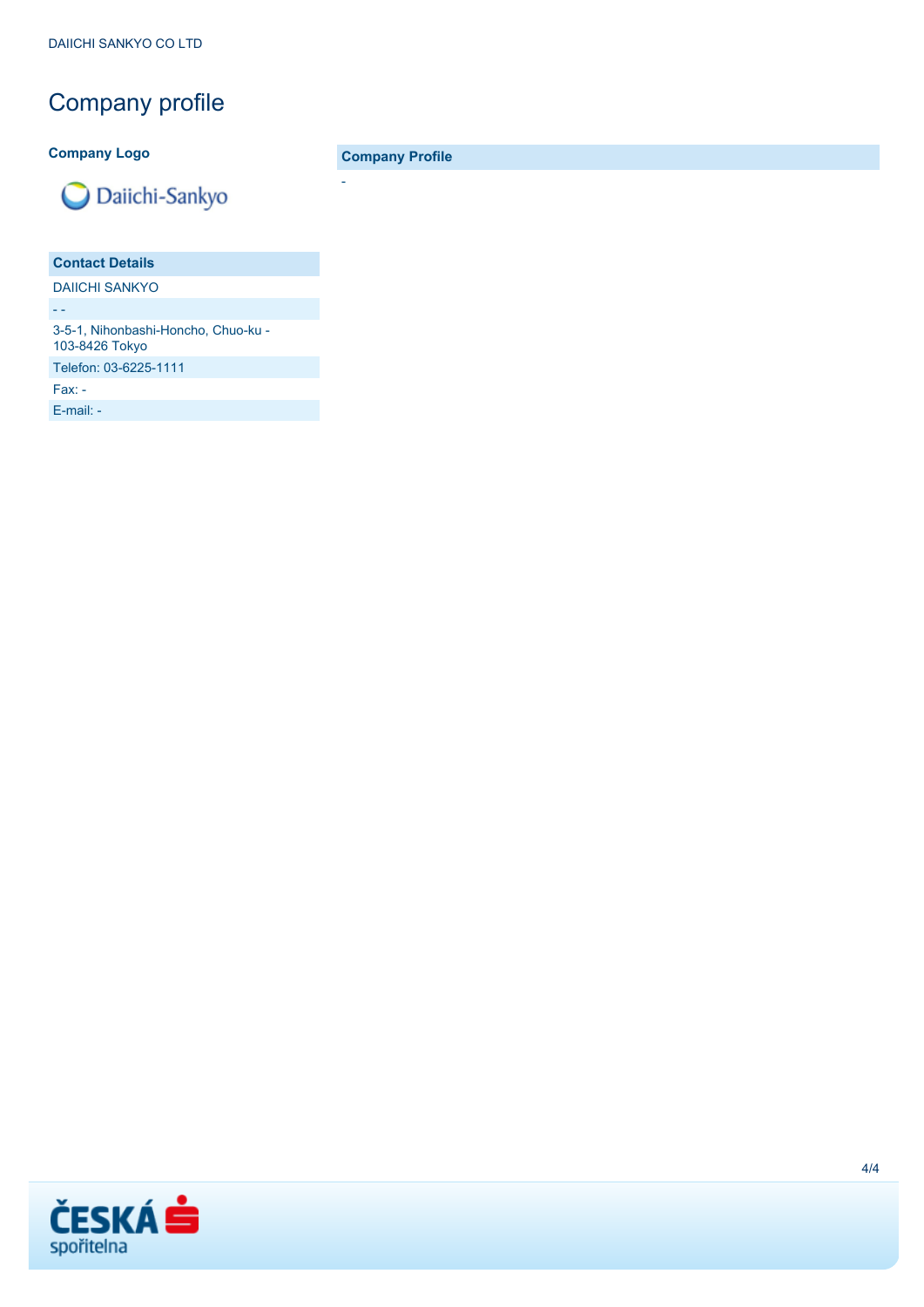# Company profile

**Company Logo**

**Contact Details**

DAIICHI SANKYO

- -

3-5-1, Nihonbashi-Honcho, Chuo-ku - 103-8426 Tokyo

Telefon: 03-6225-1111

Fax: -

E-mail: -

**Company Profile**

-